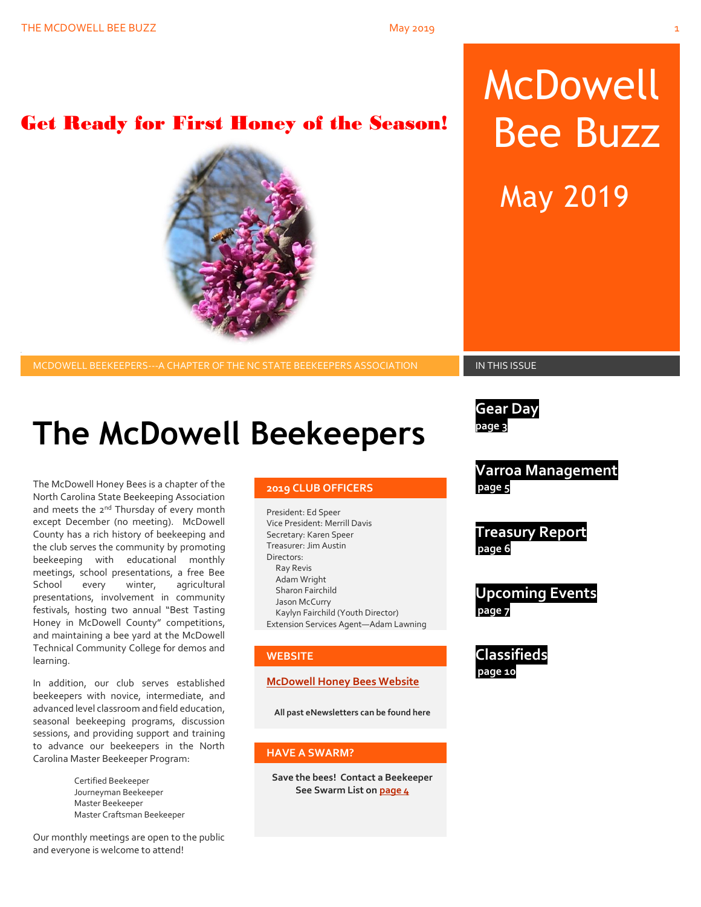# McDowell Bee Buzz

May 2019

## Get Ready for First Honey of the Season!

MCDOWELL BEEKEEPERS---A CHAPTER OF THE NC STATE BEEKEEPERS ASSOCIATION

# The McDowell Beekeepers

The McDowell Honey Bees is a chapter of the North Carolina State Beekeeping Association and meets the 2nd Thursday of every month except December (no meeting). McDowell County has a rich history of beekeeping and the club serves the community by promoting beekeeping with educational monthly meetings, school presentations, a free Bee School every winter, agricultural presentations, involvement in community festivals, hosting two annual "Best Tasting Honey in McDowell County" competitions, and maintaining a bee yard at the McDowell Technical Community College for demos and learning.

In addition, our club serves established beekeepers with novice, intermediate, and advanced level classroom and field education, seasonal beekeeping programs, discussion sessions, and providing support and training to advance our beekeepers in the North Carolina Master Beekeeper Program:

- Certified Beekeeper
- Journeyman Beekeeper
- Master Beekeeper
- Master Craftsman Beekeeper

Our monthly meetings are open to the public and everyone is welcome to attend!

### 2019 CLUB OFFICERS

President: Ed Speer
Vice President: Merrill Davis
Secretary: Karen Speer
Treasurer: Jim Austin
Directors:
- Ray Revis
- Adam Wright
- Sharon Fairchild
- Jason McCurry
- Kaylyn Fairchild (Youth Director)

Extension Services Agent—Adam Lawning

### WEBSITE

McDowell Honey Bees Website

**All past eNewsletters can be found here**

### HAVE A SWARM?

**Save the bees! Contact a Beekeeper**
**See Swarm List on page 4**

### IN THIS ISSUE

**Gear Day**
page 3

**Varroa Management**
page 5

**Treasury Report**
page 6

**Upcoming Events**
page 7

**Classifieds**
page 10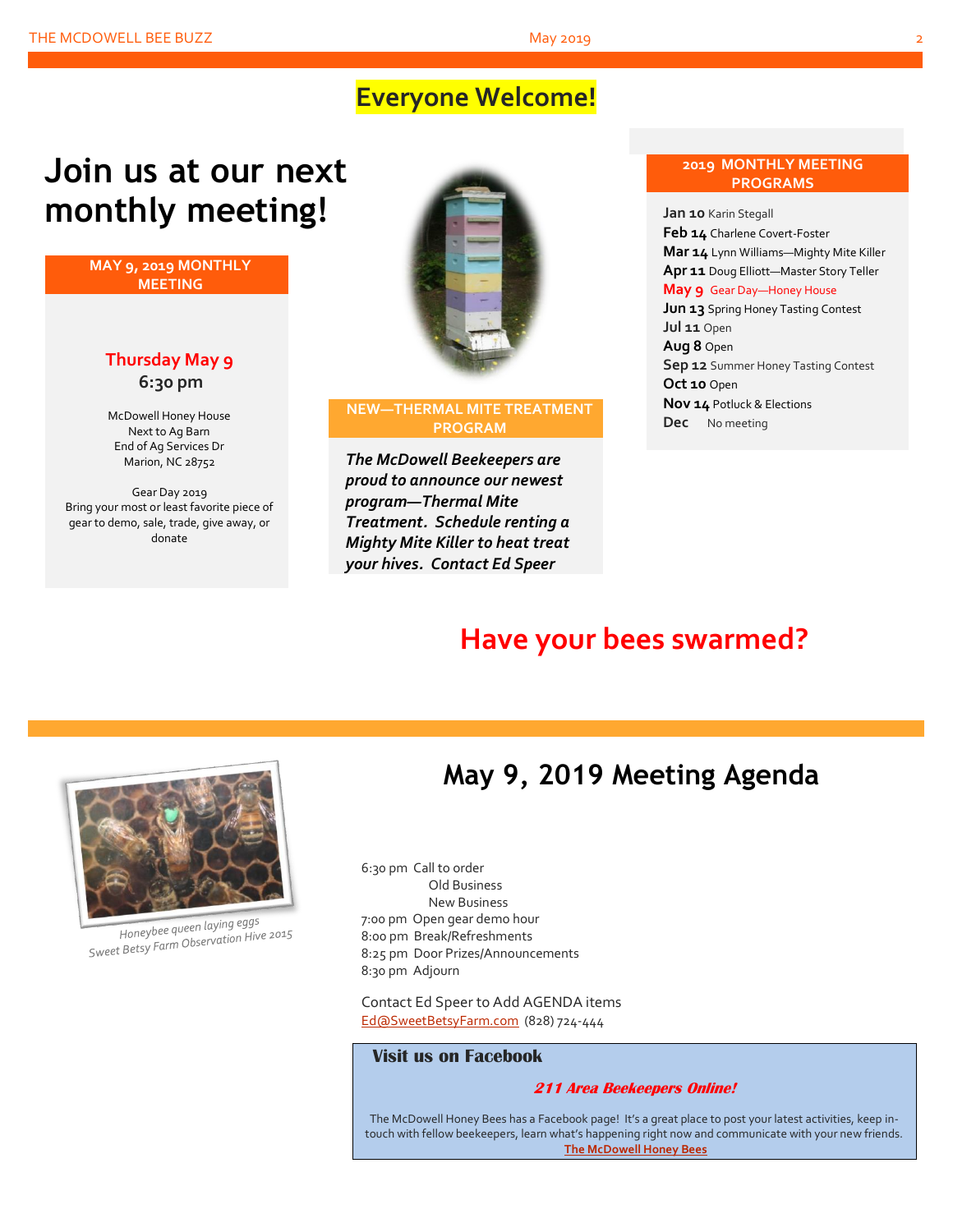**Everyone Welcome!**

# Join us at our next monthly meeting!

## MAY 9, 2019 MONTHLY MEETING

**Thursday May 9**
**6:30 pm**

McDowell Honey House
Next to Ag Barn
End of Ag Services Dr
Marion, NC 28752

Gear Day 2019
Bring your most or least favorite piece of gear to demo, sale, trade, give away, or donate

## NEW—THERMAL MITE TREATMENT PROGRAM

***The McDowell Beekeepers are proud to announce our newest program—Thermal Mite Treatment. Schedule renting a Mighty Mite Killer to heat treat your hives. Contact Ed Speer***

## 2019 MONTHLY MEETING PROGRAMS

**Jan 10** Karin Stegall
**Feb 14** Charlene Covert-Foster
**Mar 14** Lynn Williams—Mighty Mite Killer
**Apr 11** Doug Elliott—Master Story Teller
**May 9** Gear Day—Honey House
**Jun 13** Spring Honey Tasting Contest
**Jul 11** Open
**Aug 8** Open
**Sep 12** Summer Honey Tasting Contest
**Oct 10** Open
**Nov 14** Potluck & Elections
**Dec** No meeting

## Have your bees swarmed?

Honeybee queen laying eggs
Sweet Betsy Farm Observation Hive 2015

# May 9, 2019 Meeting Agenda

6:30 pm Call to order
Old Business
New Business
7:00 pm Open gear demo hour
8:00 pm Break/Refreshments
8:25 pm Door Prizes/Announcements
8:30 pm Adjourn

Contact Ed Speer to Add AGENDA items
Ed@SweetBetsyFarm.com (828) 724-444

### Visit us on Facebook

***211 Area Beekeepers Online!***

The McDowell Honey Bees has a Facebook page! It's a great place to post your latest activities, keep in-touch with fellow beekeepers, learn what's happening right now and communicate with your new friends.
**The McDowell Honey Bees**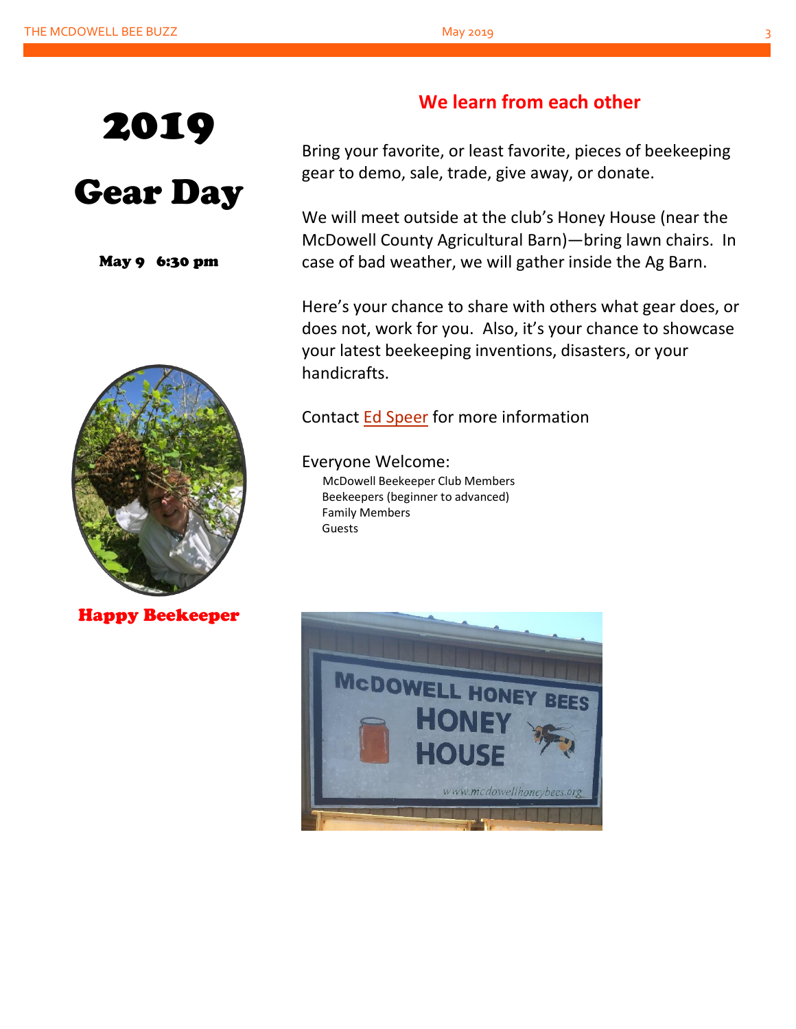# 2019

# Gear Day

**May 9 6:30 pm**

**Happy Beekeeper**

## We learn from each other

Bring your favorite, or least favorite, pieces of beekeeping gear to demo, sale, trade, give away, or donate.

We will meet outside at the club's Honey House (near the McDowell County Agricultural Barn)—bring lawn chairs. In case of bad weather, we will gather inside the Ag Barn.

Here's your chance to share with others what gear does, or does not, work for you. Also, it's your chance to showcase your latest beekeeping inventions, disasters, or your handicrafts.

Contact Ed Speer for more information

Everyone Welcome:

- McDowell Beekeeper Club Members
- Beekeepers (beginner to advanced)
- Family Members
- Guests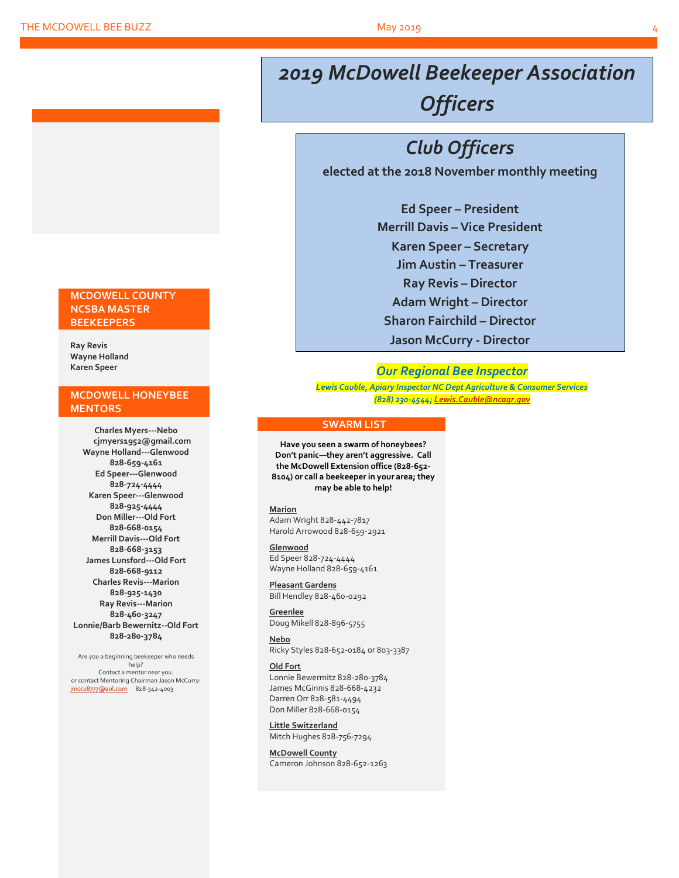# 2019 McDowell Beekeeper Association Officers

## Club Officers

**elected at the 2018 November monthly meeting**

**Ed Speer – President**
**Merrill Davis – Vice President**
**Karen Speer – Secretary**
**Jim Austin – Treasurer**
**Ray Revis – Director**
**Adam Wright – Director**
**Sharon Fairchild – Director**
**Jason McCurry - Director**

### *Our Regional Bee Inspector*

*Lewis Cauble, Apiary Inspector NC Dept Agriculture & Consumer Services*
*(828) 230-4544; Lewis.Cauble@ncagr.gov*

## SWARM LIST

**Have you seen a swarm of honeybees? Don't panic—they aren't aggressive. Call the McDowell Extension office (828-652-8104) or call a beekeeper in your area; they may be able to help!**

**Marion**
Adam Wright 828-442-7817
Harold Arrowood 828-659-2921

**Glenwood**
Ed Speer 828-724-4444
Wayne Holland 828-659-4161

**Pleasant Gardens**
Bill Hendley 828-460-0292

**Greenlee**
Doug Mikell 828-896-5755

**Nebo**
Ricky Styles 828-652-0184 or 803-3387

**Old Fort**
Lonnie Bewermitz 828-280-3784
James McGinnis 828-668-4232
Darren Orr 828-581-4494
Don Miller 828-668-0154

**Little Switzerland**
Mitch Hughes 828-756-7294

**McDowell County**
Cameron Johnson 828-652-1263

## MCDOWELL COUNTY NCSBA MASTER BEEKEEPERS

**Ray Revis**
**Wayne Holland**
**Karen Speer**

## MCDOWELL HONEYBEE MENTORS

**Charles Myers---Nebo**
**cjmyers1952@gmail.com**
**Wayne Holland---Glenwood**
**828-659-4161**
**Ed Speer---Glenwood**
**828-724-4444**
**Karen Speer---Glenwood**
**828-925-4444**
**Don Miller---Old Fort**
**828-668-0154**
**Merrill Davis---Old Fort**
**828-668-3153**
**James Lunsford---Old Fort**
**828-668-9112**
**Charles Revis---Marion**
**828-925-1430**
**Ray Revis---Marion**
**828-460-3247**
**Lonnie/Barb Bewernitz--Old Fort**
**828-280-3784**

Are you a beginning beekeeper who needs help?
Contact a mentor near you.
or contact Mentoring Chairman Jason McCurry:
jmccu8777@aol.com 828-342-4003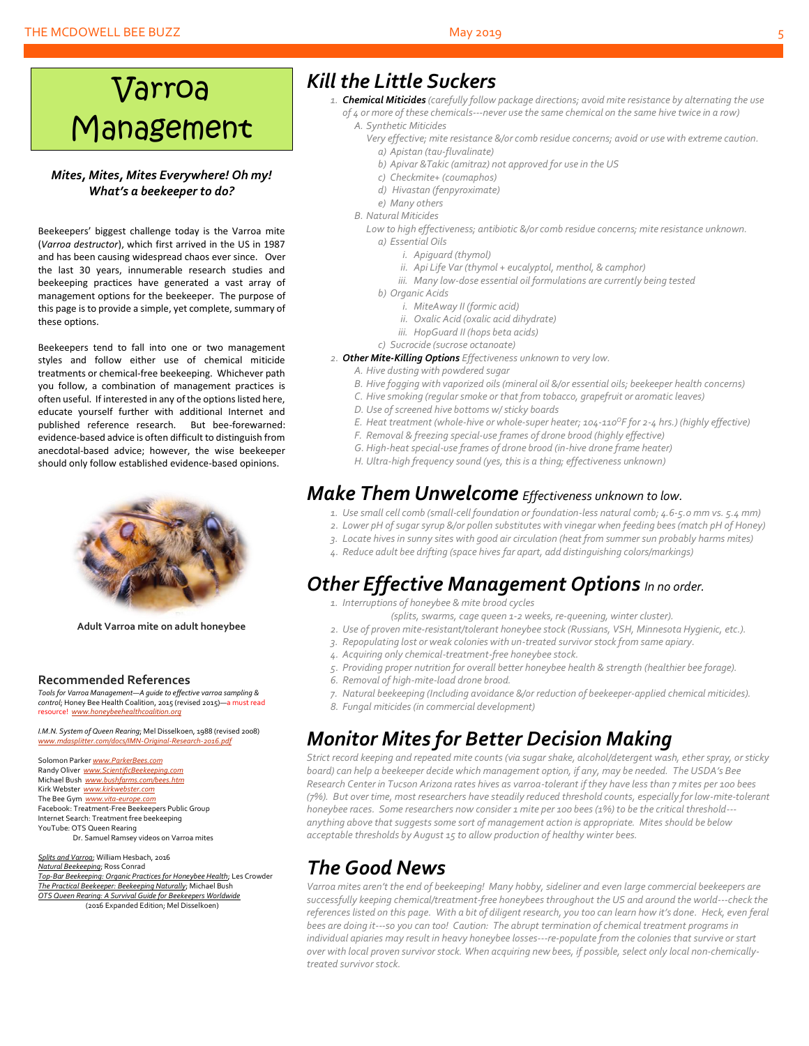# Varroa Management

***Mites, Mites, Mites Everywhere! Oh my! What's a beekeeper to do?***

Beekeepers' biggest challenge today is the Varroa mite (*Varroa destructor*), which first arrived in the US in 1987 and has been causing widespread chaos ever since. Over the last 30 years, innumerable research studies and beekeeping practices have generated a vast array of management options for the beekeeper. The purpose of this page is to provide a simple, yet complete, summary of these options.

Beekeepers tend to fall into one or two management styles and follow either use of chemical miticide treatments or chemical-free beekeeping. Whichever path you follow, a combination of management practices is often useful. If interested in any of the options listed here, educate yourself further with additional Internet and published reference research. But bee-forewarned: evidence-based advice is often difficult to distinguish from anecdotal-based advice; however, the wise beekeeper should only follow established evidence-based opinions.

**Adult Varroa mite on adult honeybee**

### Recommended References

*Tools for Varroa Management—A guide to effective varroa sampling & control*; Honey Bee Health Coalition, 2015 (revised 2015)—a must read resource! www.honeybeehealthcoalition.org

*I.M.N. System of Queen Rearing*; Mel Disselkoen, 1988 (revised 2008) www.mdasplitter.com/docs/IMN-Original-Research-2016.pdf

Solomon Parker www.ParkerBees.com
Randy Oliver www.ScientificBeekeeping.com
Michael Bush www.bushfarms.com/bees.htm
Kirk Webster www.kirkwebster.com
The Bee Gym www.vita-europe.com
Facebook: Treatment-Free Beekeepers Public Group
Internet Search: Treatment free beekeeping
YouTube: OTS Queen Rearing
Dr. Samuel Ramsey videos on Varroa mites

*Splits and Varroa*; William Hesbach, 2016
*Natural Beekeeping*; Ross Conrad
*Top-Bar Beekeeping: Organic Practices for Honeybee Health*; Les Crowder
*The Practical Beekeeper: Beekeeping Naturally*; Michael Bush
*OTS Queen Rearing: A Survival Guide for Beekeepers Worldwide* (2016 Expanded Edition; Mel Disselkoen)

## Kill the Little Suckers

1. ***Chemical Miticides*** *(carefully follow package directions; avoid mite resistance by alternating the use of 4 or more of these chemicals---never use the same chemical on the same hive twice in a row)*
   A. *Synthetic Miticides*
      *Very effective; mite resistance &/or comb residue concerns; avoid or use with extreme caution.*
      a) *Apistan (tau-fluvalinate)*
      b) *Apivar &Takic (amitraz) not approved for use in the US*
      c) *Checkmite+ (coumaphos)*
      d) *Hivastan (fenpyroximate)*
      e) *Many others*
   B. *Natural Miticides*
      *Low to high effectiveness; antibiotic &/or comb residue concerns; mite resistance unknown.*
      a) *Essential Oils*
         i. *Apiguard (thymol)*
         ii. *Api Life Var (thymol + eucalyptol, menthol, & camphor)*
         iii. *Many low-dose essential oil formulations are currently being tested*
      b) *Organic Acids*
         i. *MiteAway II (formic acid)*
         ii. *Oxalic Acid (oxalic acid dihydrate)*
         iii. *HopGuard II (hops beta acids)*
      c) *Sucrocide (sucrose octanoate)*
2. ***Other Mite-Killing Options*** *Effectiveness unknown to very low.*
   A. *Hive dusting with powdered sugar*
   B. *Hive fogging with vaporized oils (mineral oil &/or essential oils; beekeeper health concerns)*
   C. *Hive smoking (regular smoke or that from tobacco, grapefruit or aromatic leaves)*
   D. *Use of screened hive bottoms w/ sticky boards*
   E. *Heat treatment (whole-hive or whole-super heater; 104-110$^{0}$F for 2-4 hrs.) (highly effective)*
   F. *Removal & freezing special-use frames of drone brood (highly effective)*
   G. *High-heat special-use frames of drone brood (in-hive drone frame heater)*
   H. *Ultra-high frequency sound (yes, this is a thing; effectiveness unknown)*

## Make Them Unwelcome *Effectiveness unknown to low.*

1. *Use small cell comb (small-cell foundation or foundation-less natural comb; 4.6-5.0 mm vs. 5.4 mm)*
2. *Lower pH of sugar syrup &/or pollen substitutes with vinegar when feeding bees (match pH of Honey)*
3. *Locate hives in sunny sites with good air circulation (heat from summer sun probably harms mites)*
4. *Reduce adult bee drifting (space hives far apart, add distinguishing colors/markings)*

## Other Effective Management Options *In no order.*

1. *Interruptions of honeybee & mite brood cycles*
   *(splits, swarms, cage queen 1-2 weeks, re-queening, winter cluster).*
2. *Use of proven mite-resistant/tolerant honeybee stock (Russians, VSH, Minnesota Hygienic, etc.).*
3. *Repopulating lost or weak colonies with un-treated survivor stock from same apiary.*
4. *Acquiring only chemical-treatment-free honeybee stock.*
5. *Providing proper nutrition for overall better honeybee health & strength (healthier bee forage).*
6. *Removal of high-mite-load drone brood.*
7. *Natural beekeeping (Including avoidance &/or reduction of beekeeper-applied chemical miticides).*
8. *Fungal miticides (in commercial development)*

## Monitor Mites for Better Decision Making

*Strict record keeping and repeated mite counts (via sugar shake, alcohol/detergent wash, ether spray, or sticky board) can help a beekeeper decide which management option, if any, may be needed. The USDA's Bee Research Center in Tucson Arizona rates hives as varroa-tolerant if they have less than 7 mites per 100 bees (7%). But over time, most researchers have steadily reduced threshold counts, especially for low-mite-tolerant honeybee races. Some researchers now consider 1 mite per 100 bees (1%) to be the critical threshold---anything above that suggests some sort of management action is appropriate. Mites should be below acceptable thresholds by August 15 to allow production of healthy winter bees.*

## The Good News

*Varroa mites aren't the end of beekeeping! Many hobby, sideliner and even large commercial beekeepers are successfully keeping chemical/treatment-free honeybees throughout the US and around the world---check the references listed on this page. With a bit of diligent research, you too can learn how it's done. Heck, even feral bees are doing it---so you can too! Caution: The abrupt termination of chemical treatment programs in individual apiaries may result in heavy honeybee losses---re-populate from the colonies that survive or start over with local proven survivor stock. When acquiring new bees, if possible, select only local non-chemically-treated survivor stock.*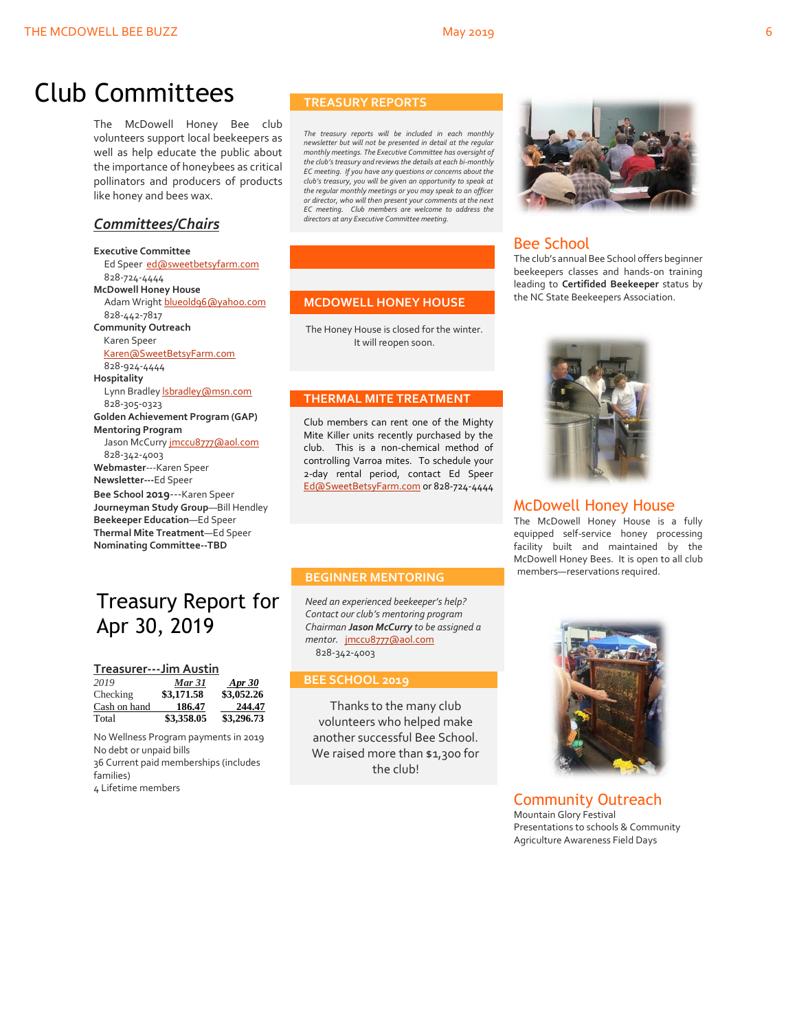# Club Committees

The McDowell Honey Bee club volunteers support local beekeepers as well as help educate the public about the importance of honeybees as critical pollinators and producers of products like honey and bees wax.

## *Committees/Chairs*

**Executive Committee**
Ed Speer ed@sweetbetsyfarm.com
828-724-4444
**McDowell Honey House**
Adam Wright blueold96@yahoo.com
828-442-7817
**Community Outreach**
Karen Speer
Karen@SweetBetsyFarm.com
828-924-4444
**Hospitality**
Lynn Bradley lsbradley@msn.com
828-305-0323
**Golden Achievement Program (GAP)**
**Mentoring Program**
Jason McCurry jmccu8777@aol.com
828-342-4003
**Webmaster**---Karen Speer
**Newsletter---**Ed Speer
**Bee School 2019**---Karen Speer
**Journeyman Study Group**—Bill Hendley
**Beekeeper Education**—Ed Speer
**Thermal Mite Treatment**—Ed Speer
**Nominating Committee--TBD**

# Treasury Report for Apr 30, 2019

**Treasurer---Jim Austin**

| 2019 | Mar 31 | Apr 30 |
|---|---|---|
| Checking | $3,171.58 | $3,052.26 |
| Cash on hand | 186.47 | 244.47 |
| Total | $3,358.05 | $3,296.73 |

No Wellness Program payments in 2019
No debt or unpaid bills
36 Current paid memberships (includes families)
4 Lifetime members

## TREASURY REPORTS

*The treasury reports will be included in each monthly newsletter but will not be presented in detail at the regular monthly meetings. The Executive Committee has oversight of the club's treasury and reviews the details at each bi-monthly EC meeting. If you have any questions or concerns about the club's treasury, you will be given an opportunity to speak at the regular monthly meetings or you may speak to an officer or director, who will then present your comments at the next EC meeting. Club members are welcome to address the directors at any Executive Committee meeting.*

## MCDOWELL HONEY HOUSE

The Honey House is closed for the winter. It will reopen soon.

## THERMAL MITE TREATMENT

Club members can rent one of the Mighty Mite Killer units recently purchased by the club. This is a non-chemical method of controlling Varroa mites. To schedule your 2-day rental period, contact Ed Speer Ed@SweetBetsyFarm.com or 828-724-4444

## BEGINNER MENTORING

*Need an experienced beekeeper's help? Contact our club's mentoring program Chairman* ***Jason McCurry*** *to be assigned a mentor.* jmccu8777@aol.com
828-342-4003

## BEE SCHOOL 2019

Thanks to the many club volunteers who helped make another successful Bee School. We raised more than $1,300 for the club!

## Bee School

The club's annual Bee School offers beginner beekeepers classes and hands-on training leading to **Certified Beekeeper** status by the NC State Beekeepers Association.

## McDowell Honey House

The McDowell Honey House is a fully equipped self-service honey processing facility built and maintained by the McDowell Honey Bees. It is open to all club members—reservations required.

## Community Outreach

Mountain Glory Festival
Presentations to schools & Community Agriculture Awareness Field Days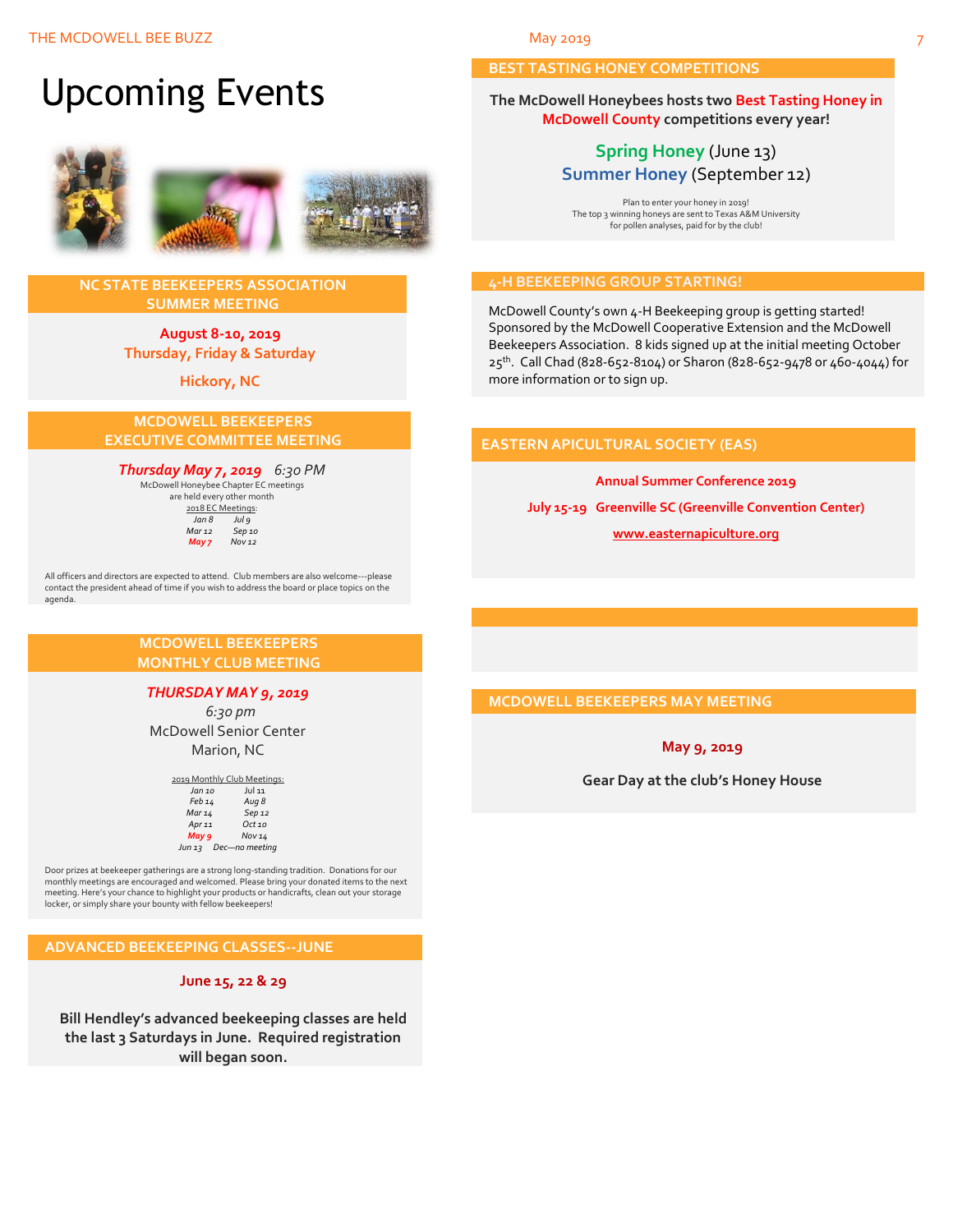# Upcoming Events

## NC STATE BEEKEEPERS ASSOCIATION SUMMER MEETING

**August 8-10, 2019**

**Thursday, Friday & Saturday**

**Hickory, NC**

## MCDOWELL BEEKEEPERS EXECUTIVE COMMITTEE MEETING

***Thursday May 7, 2019*** *6:30 PM*

McDowell Honeybee Chapter EC meetings are held every other month

2018 EC Meetings:

| | |
|---|---|
| *Jan 8* | *Jul 9* |
| *Mar 12* | *Sep 10* |
| ***May 7*** | *Nov 12* |

All officers and directors are expected to attend. Club members are also welcome---please contact the president ahead of time if you wish to address the board or place topics on the agenda.

## MCDOWELL BEEKEEPERS MONTHLY CLUB MEETING

***THURSDAY MAY 9, 2019***

*6:30 pm*

McDowell Senior Center

Marion, NC

2019 Monthly Club Meetings:

| | |
|---|---|
| *Jan 10* | *Jul 11* |
| *Feb 14* | *Aug 8* |
| *Mar 14* | *Sep 12* |
| *Apr 11* | *Oct 10* |
| ***May 9*** | *Nov 14* |
| *Jun 13* | *Dec—no meeting* |

Door prizes at beekeeper gatherings are a strong long-standing tradition. Donations for our monthly meetings are encouraged and welcomed. Please bring your donated items to the next meeting. Here's your chance to highlight your products or handicrafts, clean out your storage locker, or simply share your bounty with fellow beekeepers!

## ADVANCED BEEKEEPING CLASSES--JUNE

**June 15, 22 & 29**

**Bill Hendley's advanced beekeeping classes are held the last 3 Saturdays in June. Required registration will began soon.**

## BEST TASTING HONEY COMPETITIONS

**The McDowell Honeybees hosts two Best Tasting Honey in McDowell County competitions every year!**

**Spring Honey** (June 13)

**Summer Honey** (September 12)

Plan to enter your honey in 2019!
The top 3 winning honeys are sent to Texas A&M University for pollen analyses, paid for by the club!

## 4-H BEEKEEPING GROUP STARTING!

McDowell County's own 4-H Beekeeping group is getting started! Sponsored by the McDowell Cooperative Extension and the McDowell Beekeepers Association. 8 kids signed up at the initial meeting October 25th. Call Chad (828-652-8104) or Sharon (828-652-9478 or 460-4044) for more information or to sign up.

## EASTERN APICULTURAL SOCIETY (EAS)

**Annual Summer Conference 2019**

**July 15-19 Greenville SC (Greenville Convention Center)**

**www.easternapiculture.org**

## MCDOWELL BEEKEEPERS MAY MEETING

**May 9, 2019**

**Gear Day at the club's Honey House**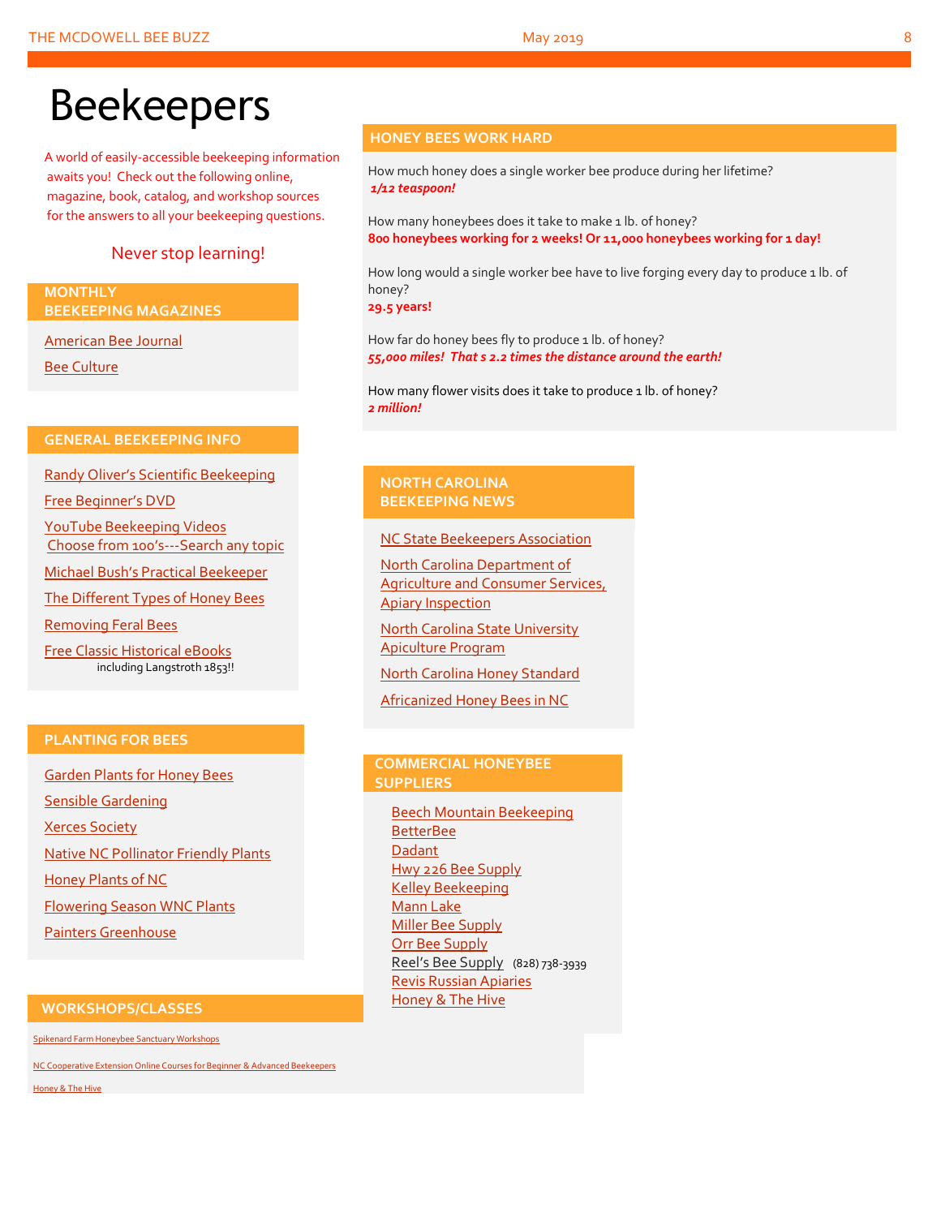# Beekeepers

A world of easily-accessible beekeeping information awaits you! Check out the following online, magazine, book, catalog, and workshop sources for the answers to all your beekeeping questions.

Never stop learning!

## MONTHLY BEEKEEPING MAGAZINES

American Bee Journal

Bee Culture

## GENERAL BEEKEEPING INFO

Randy Oliver's Scientific Beekeeping

Free Beginner's DVD

YouTube Beekeeping Videos
Choose from 100's---Search any topic

Michael Bush's Practical Beekeeper

The Different Types of Honey Bees

Removing Feral Bees

Free Classic Historical eBooks
including Langstroth 1853!!

## PLANTING FOR BEES

Garden Plants for Honey Bees

Sensible Gardening

Xerces Society

Native NC Pollinator Friendly Plants

Honey Plants of NC

Flowering Season WNC Plants

Painters Greenhouse

## WORKSHOPS/CLASSES

Spikenard Farm Honeybee Sanctuary Workshops

NC Cooperative Extension Online Courses for Beginner & Advanced Beekeepers

Honey & The Hive

## HONEY BEES WORK HARD

How much honey does a single worker bee produce during her lifetime?
***1/12 teaspoon!***

How many honeybees does it take to make 1 lb. of honey?
**800 honeybees working for 2 weeks! Or 11,000 honeybees working for 1 day!**

How long would a single worker bee have to live forging every day to produce 1 lb. of honey?
**29.5 years!**

How far do honey bees fly to produce 1 lb. of honey?
***55,000 miles! That s 2.2 times the distance around the earth!***

How many flower visits does it take to produce 1 lb. of honey?
***2 million!***

## NORTH CAROLINA BEEKEEPING NEWS

NC State Beekeepers Association

North Carolina Department of Agriculture and Consumer Services, Apiary Inspection

North Carolina State University Apiculture Program

North Carolina Honey Standard

Africanized Honey Bees in NC

## COMMERCIAL HONEYBEE SUPPLIERS

Beech Mountain Beekeeping
BetterBee
Dadant
Hwy 226 Bee Supply
Kelley Beekeeping
Mann Lake
Miller Bee Supply
Orr Bee Supply
Reel's Bee Supply (828) 738-3939
Revis Russian Apiaries
Honey & The Hive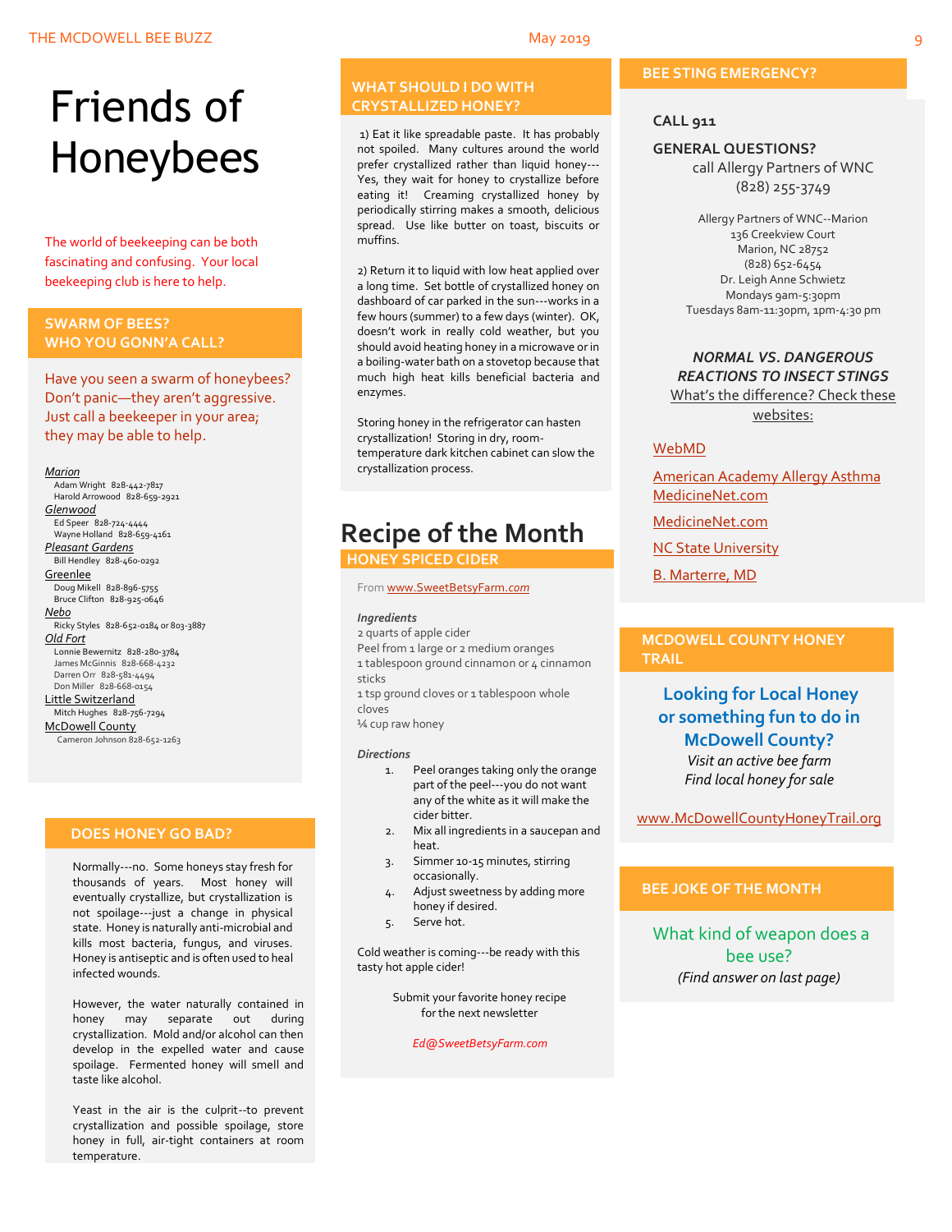# Friends of Honeybees

The world of beekeeping can be both fascinating and confusing. Your local beekeeping club is here to help.

## SWARM OF BEES? WHO YOU GONN'A CALL?

Have you seen a swarm of honeybees? Don't panic—they aren't aggressive. Just call a beekeeper in your area; they may be able to help.

*Marion*
- Adam Wright 828-442-7817
- Harold Arrowood 828-659-2921

*Glenwood*
- Ed Speer 828-724-4444
- Wayne Holland 828-659-4161

*Pleasant Gardens*
- Bill Hendley 828-460-0292

Greenlee
- Doug Mikell 828-896-5755
- Bruce Clifton 828-925-0646

*Nebo*
- Ricky Styles 828-652-0184 or 803-3887

*Old Fort*
- Lonnie Bewernitz 828-280-3784
- James McGinnis 828-668-4232
- Darren Orr 828-581-4494
- Don Miller 828-668-0154

Little Switzerland
- Mitch Hughes 828-756-7294

McDowell County
- Cameron Johnson 828-652-1263

## DOES HONEY GO BAD?

Normally---no. Some honeys stay fresh for thousands of years. Most honey will eventually crystallize, but crystallization is not spoilage---just a change in physical state. Honey is naturally anti-microbial and kills most bacteria, fungus, and viruses. Honey is antiseptic and is often used to heal infected wounds.

However, the water naturally contained in honey may separate out during crystallization. Mold and/or alcohol can then develop in the expelled water and cause spoilage. Fermented honey will smell and taste like alcohol.

Yeast in the air is the culprit--to prevent crystallization and possible spoilage, store honey in full, air-tight containers at room temperature.

## WHAT SHOULD I DO WITH CRYSTALLIZED HONEY?

1) Eat it like spreadable paste. It has probably not spoiled. Many cultures around the world prefer crystallized rather than liquid honey---Yes, they wait for honey to crystallize before eating it! Creaming crystallized honey by periodically stirring makes a smooth, delicious spread. Use like butter on toast, biscuits or muffins.

2) Return it to liquid with low heat applied over a long time. Set bottle of crystallized honey on dashboard of car parked in the sun---works in a few hours (summer) to a few days (winter). OK, doesn't work in really cold weather, but you should avoid heating honey in a microwave or in a boiling-water bath on a stovetop because that much high heat kills beneficial bacteria and enzymes.

Storing honey in the refrigerator can hasten crystallization! Storing in dry, room-temperature dark kitchen cabinet can slow the crystallization process.

# Recipe of the Month

## HONEY SPICED CIDER

From www.SweetBetsyFarm.*com*

***Ingredients***

2 quarts of apple cider
Peel from 1 large or 2 medium oranges
1 tablespoon ground cinnamon or 4 cinnamon sticks
1 tsp ground cloves or 1 tablespoon whole cloves
¼ cup raw honey

***Directions***

1. Peel oranges taking only the orange part of the peel---you do not want any of the white as it will make the cider bitter.
2. Mix all ingredients in a saucepan and heat.
3. Simmer 10-15 minutes, stirring occasionally.
4. Adjust sweetness by adding more honey if desired.
5. Serve hot.

Cold weather is coming---be ready with this tasty hot apple cider!

Submit your favorite honey recipe for the next newsletter

*Ed@SweetBetsyFarm.com*

## BEE STING EMERGENCY?

**CALL 911**

**GENERAL QUESTIONS?**
call Allergy Partners of WNC
(828) 255-3749

Allergy Partners of WNC--Marion
136 Creekview Court
Marion, NC 28752
(828) 652-6454
Dr. Leigh Anne Schwietz
Mondays 9am-5:30pm
Tuesdays 8am-11:30pm, 1pm-4:30 pm

***NORMAL VS. DANGEROUS REACTIONS TO INSECT STINGS***
What's the difference? Check these websites:

WebMD

American Academy Allergy Asthma MedicineNet.com

MedicineNet.com

NC State University

B. Marterre, MD

## MCDOWELL COUNTY HONEY TRAIL

**Looking for Local Honey or something fun to do in McDowell County?**
*Visit an active bee farm*
*Find local honey for sale*

www.McDowellCountyHoneyTrail.org

## BEE JOKE OF THE MONTH

What kind of weapon does a bee use?
*(Find answer on last page)*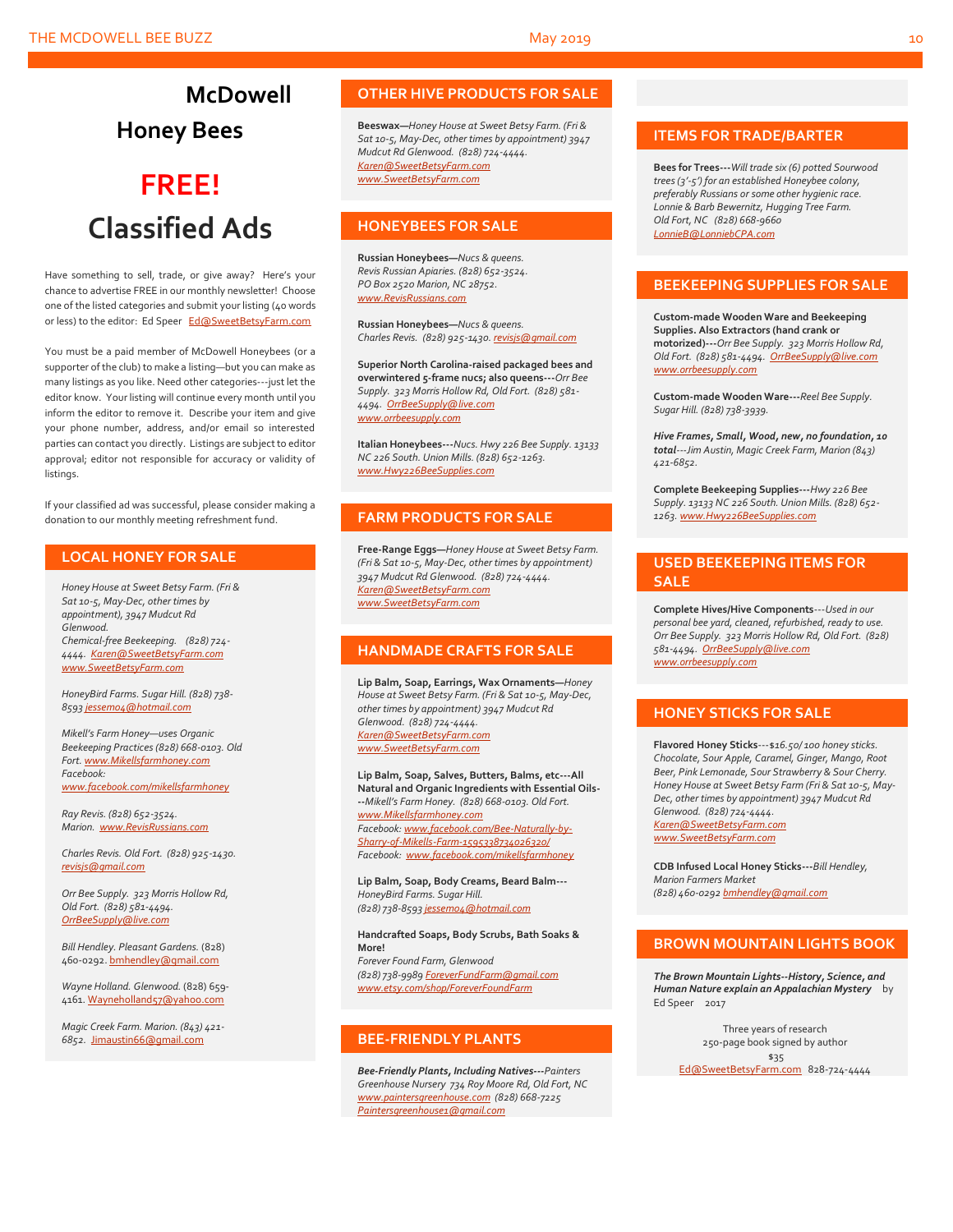# McDowell Honey Bees

# FREE! Classified Ads

Have something to sell, trade, or give away? Here's your chance to advertise FREE in our monthly newsletter! Choose one of the listed categories and submit your listing (40 words or less) to the editor: Ed Speer Ed@SweetBetsyFarm.com

You must be a paid member of McDowell Honeybees (or a supporter of the club) to make a listing—but you can make as many listings as you like. Need other categories---just let the editor know. Your listing will continue every month until you inform the editor to remove it. Describe your item and give your phone number, address, and/or email so interested parties can contact you directly. Listings are subject to editor approval; editor not responsible for accuracy or validity of listings.

If your classified ad was successful, please consider making a donation to our monthly meeting refreshment fund.

## LOCAL HONEY FOR SALE

*Honey House at Sweet Betsy Farm. (Fri & Sat 10-5, May-Dec, other times by appointment), 3947 Mudcut Rd Glenwood.*
*Chemical-free Beekeeping. (828) 724-4444. Karen@SweetBetsyFarm.com www.SweetBetsyFarm.com*

*HoneyBird Farms. Sugar Hill. (828) 738-8593 jessemo4@hotmail.com*

*Mikell's Farm Honey—uses Organic Beekeeping Practices (828) 668-0103. Old Fort. www.Mikellsfarmhoney.com Facebook: www.facebook.com/mikellsfarmhoney*

*Ray Revis. (828) 652-3524. Marion. www.RevisRussians.com*

*Charles Revis. Old Fort. (828) 925-1430. revisjs@gmail.com*

*Orr Bee Supply. 323 Morris Hollow Rd, Old Fort. (828) 581-4494. OrrBeeSupply@live.com*

*Bill Hendley. Pleasant Gardens.* (828) 460-0292. bmhendley@gmail.com

*Wayne Holland. Glenwood.* (828) 659-4161. Wayneholland57@yahoo.com

*Magic Creek Farm. Marion. (843) 421-6852.* Jimaustin66@gmail.com

## OTHER HIVE PRODUCTS FOR SALE

**Beeswax—***Honey House at Sweet Betsy Farm. (Fri & Sat 10-5, May-Dec, other times by appointment) 3947 Mudcut Rd Glenwood. (828) 724-4444. Karen@SweetBetsyFarm.com www.SweetBetsyFarm.com*

## HONEYBEES FOR SALE

**Russian Honeybees—***Nucs & queens. Revis Russian Apiaries. (828) 652-3524. PO Box 2520 Marion, NC 28752. www.RevisRussians.com*

**Russian Honeybees—***Nucs & queens. Charles Revis. (828) 925-1430. revisjs@gmail.com*

**Superior North Carolina-raised packaged bees and overwintered 5-frame nucs; also queens---***Orr Bee Supply. 323 Morris Hollow Rd, Old Fort. (828) 581-4494. OrrBeeSupply@live.com www.orrbeesupply.com*

**Italian Honeybees---***Nucs. Hwy 226 Bee Supply. 13133 NC 226 South. Union Mills. (828) 652-1263. www.Hwy226BeeSupplies.com*

## FARM PRODUCTS FOR SALE

**Free-Range Eggs—***Honey House at Sweet Betsy Farm. (Fri & Sat 10-5, May-Dec, other times by appointment) 3947 Mudcut Rd Glenwood. (828) 724-4444. Karen@SweetBetsyFarm.com www.SweetBetsyFarm.com*

## HANDMADE CRAFTS FOR SALE

**Lip Balm, Soap, Earrings, Wax Ornaments—***Honey House at Sweet Betsy Farm. (Fri & Sat 10-5, May-Dec, other times by appointment) 3947 Mudcut Rd Glenwood. (828) 724-4444. Karen@SweetBetsyFarm.com www.SweetBetsyFarm.com*

**Lip Balm, Soap, Salves, Butters, Balms, etc---All Natural and Organic Ingredients with Essential Oils---***Mikell's Farm Honey. (828) 668-0103. Old Fort. www.Mikellsfarmhoney.com Facebook: www.facebook.com/Bee-Naturally-by-Sharry-of-Mikells-Farm-1595338734026320/ Facebook: www.facebook.com/mikellsfarmhoney*

**Lip Balm, Soap, Body Creams, Beard Balm---***HoneyBird Farms. Sugar Hill. (828) 738-8593 jessemo4@hotmail.com*

**Handcrafted Soaps, Body Scrubs, Bath Soaks & More!**
*Forever Found Farm, Glenwood*
*(828) 738-9989 ForeverFundFarm@gmail.com www.etsy.com/shop/ForeverFoundFarm*

## BEE-FRIENDLY PLANTS

***Bee-Friendly Plants, Including Natives---****Painters Greenhouse Nursery 734 Roy Moore Rd, Old Fort, NC www.paintersgreenhouse.com (828) 668-7225 Paintersgreenhouse1@gmail.com*

## ITEMS FOR TRADE/BARTER

**Bees for Trees---***Will trade six (6) potted Sourwood trees (3'-5') for an established Honeybee colony, preferably Russians or some other hygienic race. Lonnie & Barb Bewernitz, Hugging Tree Farm. Old Fort, NC (828) 668-9660 LonnieB@LonniebCPA.com*

## BEEKEEPING SUPPLIES FOR SALE

**Custom-made Wooden Ware and Beekeeping Supplies. Also Extractors (hand crank or motorized)---***Orr Bee Supply. 323 Morris Hollow Rd, Old Fort. (828) 581-4494. OrrBeeSupply@live.com www.orrbeesupply.com*

**Custom-made Wooden Ware---***Reel Bee Supply. Sugar Hill. (828) 738-3939.*

***Hive Frames, Small, Wood, new, no foundation, 10 total****---Jim Austin, Magic Creek Farm, Marion (843) 421-6852.*

**Complete Beekeeping Supplies---***Hwy 226 Bee Supply. 13133 NC 226 South. Union Mills. (828) 652-1263. www.Hwy226BeeSupplies.com*

## USED BEEKEEPING ITEMS FOR SALE

**Complete Hives/Hive Components***---Used in our personal bee yard, cleaned, refurbished, ready to use. Orr Bee Supply. 323 Morris Hollow Rd, Old Fort. (828) 581-4494. OrrBeeSupply@live.com www.orrbeesupply.com*

## HONEY STICKS FOR SALE

**Flavored Honey Sticks***---$16.50/100 honey sticks. Chocolate, Sour Apple, Caramel, Ginger, Mango, Root Beer, Pink Lemonade, Sour Strawberry & Sour Cherry. Honey House at Sweet Betsy Farm (Fri & Sat 10-5, May-Dec, other times by appointment) 3947 Mudcut Rd Glenwood. (828) 724-4444. Karen@SweetBetsyFarm.com www.SweetBetsyFarm.com*

**CDB Infused Local Honey Sticks---***Bill Hendley, Marion Farmers Market (828) 460-0292 bmhendley@gmail.com*

## BROWN MOUNTAIN LIGHTS BOOK

***The Brown Mountain Lights--History, Science, and Human Nature explain an Appalachian Mystery*** by Ed Speer 2017

Three years of research
250-page book signed by author
$35
Ed@SweetBetsyFarm.com 828-724-4444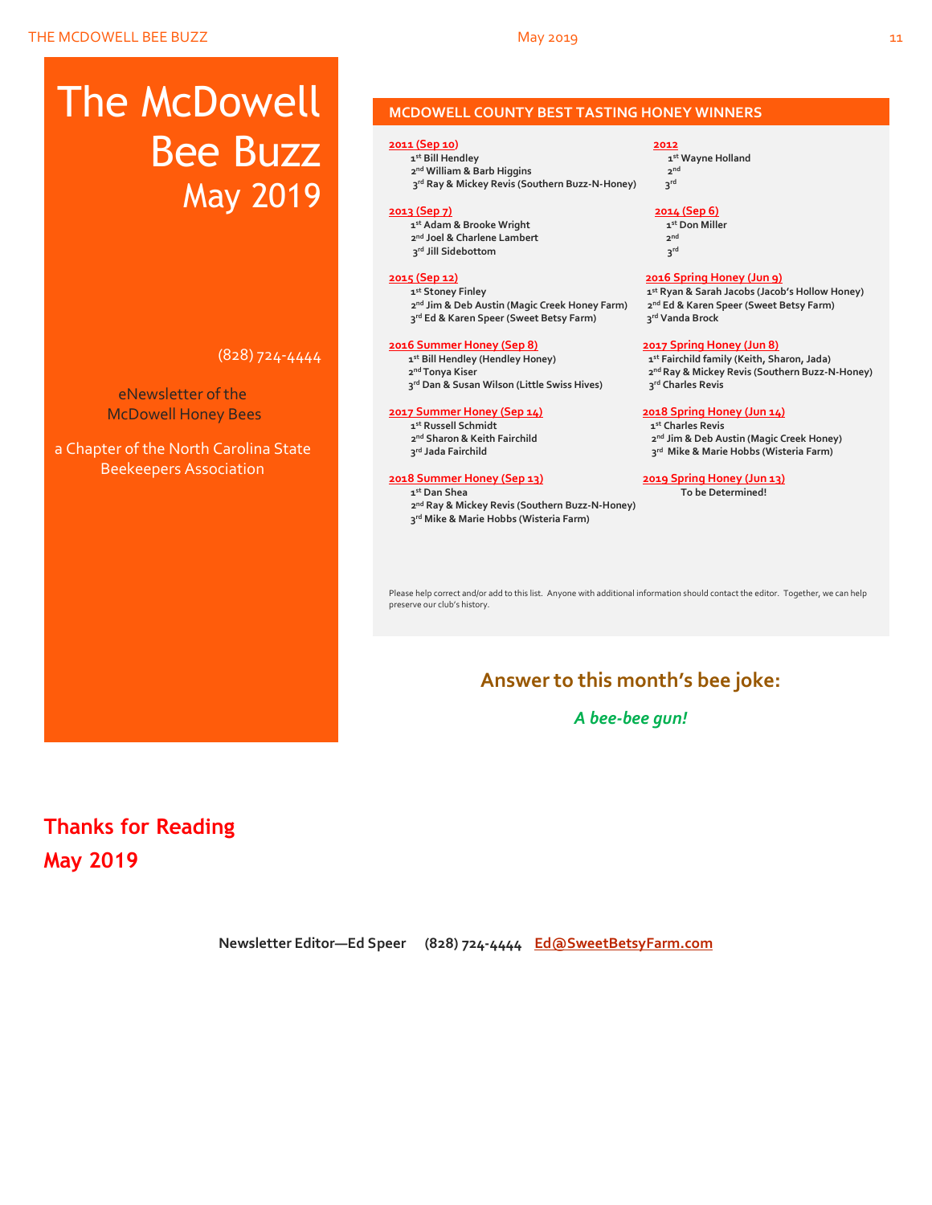# The McDowell Bee Buzz
## May 2019

(828) 724-4444

eNewsletter of the McDowell Honey Bees

a Chapter of the North Carolina State Beekeepers Association

## MCDOWELL COUNTY BEST TASTING HONEY WINNERS

**2011 (Sep 10)**
- 1st Bill Hendley
- 2nd William & Barb Higgins
- 3rd Ray & Mickey Revis (Southern Buzz-N-Honey)

**2012**
- 1st Wayne Holland
- 2nd
- 3rd

**2013 (Sep 7)**
- 1st Adam & Brooke Wright
- 2nd Joel & Charlene Lambert
- 3rd Jill Sidebottom

**2014 (Sep 6)**
- 1st Don Miller
- 2nd
- 3rd

**2015 (Sep 12)**
- 1st Stoney Finley
- 2nd Jim & Deb Austin (Magic Creek Honey Farm)
- 3rd Ed & Karen Speer (Sweet Betsy Farm)

**2016 Spring Honey (Jun 9)**
- 1st Ryan & Sarah Jacobs (Jacob's Hollow Honey)
- 2nd Ed & Karen Speer (Sweet Betsy Farm)
- 3rd Vanda Brock

**2016 Summer Honey (Sep 8)**
- 1st Bill Hendley (Hendley Honey)
- 2nd Tonya Kiser
- 3rd Dan & Susan Wilson (Little Swiss Hives)

**2017 Spring Honey (Jun 8)**
- 1st Fairchild family (Keith, Sharon, Jada)
- 2nd Ray & Mickey Revis (Southern Buzz-N-Honey)
- 3rd Charles Revis

**2017 Summer Honey (Sep 14)**
- 1st Russell Schmidt
- 2nd Sharon & Keith Fairchild
- 3rd Jada Fairchild

**2018 Spring Honey (Jun 14)**
- 1st Charles Revis
- 2nd Jim & Deb Austin (Magic Creek Honey)
- 3rd Mike & Marie Hobbs (Wisteria Farm)

**2018 Summer Honey (Sep 13)**
- 1st Dan Shea
- 2nd Ray & Mickey Revis (Southern Buzz-N-Honey)
- 3rd Mike & Marie Hobbs (Wisteria Farm)

**2019 Spring Honey (Jun 13)**

To be Determined!

Please help correct and/or add to this list. Anyone with additional information should contact the editor. Together, we can help preserve our club's history.

## Answer to this month's bee joke:

*A bee-bee gun!*

**Thanks for Reading**
**May 2019**

**Newsletter Editor—Ed Speer (828) 724-4444 Ed@SweetBetsyFarm.com**